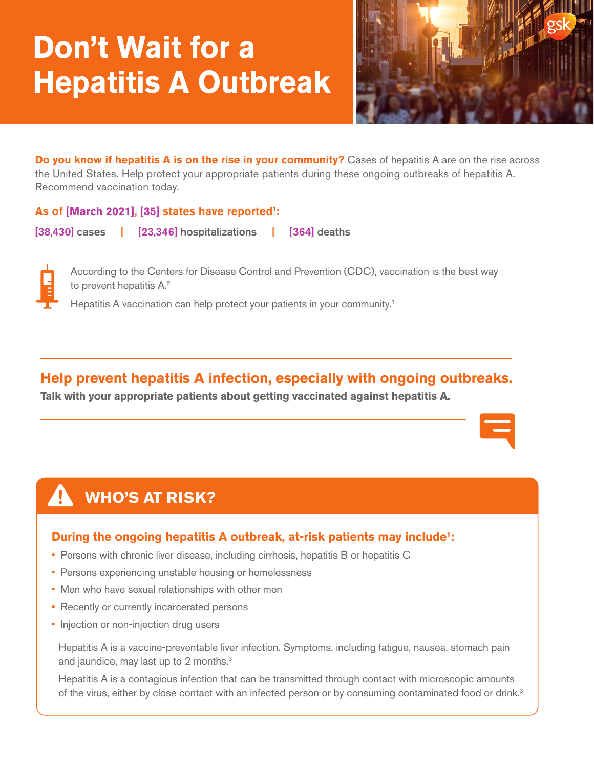# Don't Wait for a Hepatitis A Outbreak

**Do you know if hepatitis A is on the rise in your community?** Cases of hepatitis A are on the rise across the United States. Help protect your appropriate patients during these ongoing outbreaks of hepatitis A. Recommend vaccination today.

**As of [March 2021], [35] states have reported[1]:**

**[38,430] cases | [23,346] hospitalizations | [364] deaths**

According to the Centers for Disease Control and Prevention (CDC), vaccination is the best way to prevent hepatitis A.[2]

Hepatitis A vaccination can help protect your patients in your community.[1]

## Help prevent hepatitis A infection, especially with ongoing outbreaks.

**Talk with your appropriate patients about getting vaccinated against hepatitis A.**

## WHO'S AT RISK?

**During the ongoing hepatitis A outbreak, at-risk patients may include[1]:**

- Persons with chronic liver disease, including cirrhosis, hepatitis B or hepatitis C
- Persons experiencing unstable housing or homelessness
- Men who have sexual relationships with other men
- Recently or currently incarcerated persons
- Injection or non-injection drug users

Hepatitis A is a vaccine-preventable liver infection. Symptoms, including fatigue, nausea, stomach pain and jaundice, may last up to 2 months.[3]

Hepatitis A is a contagious infection that can be transmitted through contact with microscopic amounts of the virus, either by close contact with an infected person or by consuming contaminated food or drink.[3]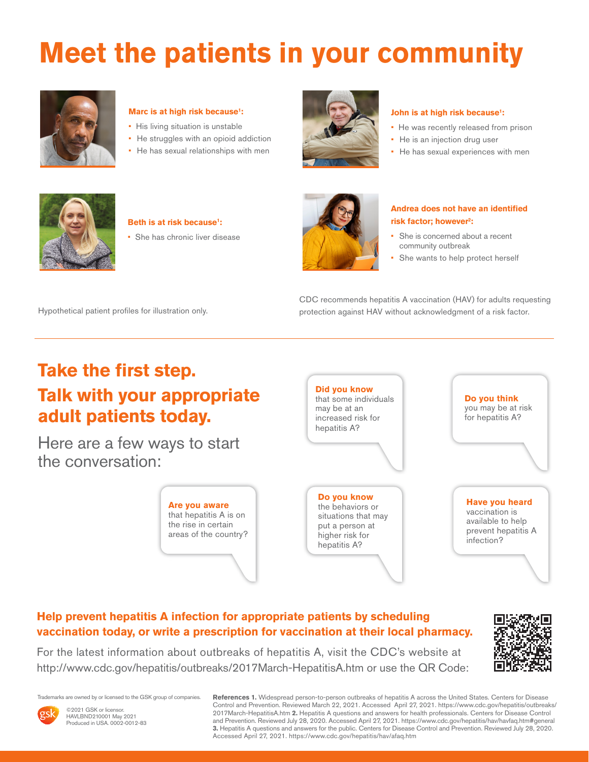# Meet the patients in your community

**Marc is at high risk because[1]:**

- His living situation is unstable
- He struggles with an opioid addiction
- He has sexual relationships with men

**John is at high risk because[1]:**

- He was recently released from prison
- He is an injection drug user
- He has sexual experiences with men

**Beth is at risk because[1]:**

- She has chronic liver disease

**Andrea does not have an identified risk factor; however[2]:**

- She is concerned about a recent community outbreak
- She wants to help protect herself

Hypothetical patient profiles for illustration only.

CDC recommends hepatitis A vaccination (HAV) for adults requesting protection against HAV without acknowledgment of a risk factor.

## Take the first step. Talk with your appropriate adult patients today.

Here are a few ways to start the conversation:

**Did you know** that some individuals may be at an increased risk for hepatitis A?

**Do you think** you may be at risk for hepatitis A?

**Are you aware** that hepatitis A is on the rise in certain areas of the country?

**Do you know** the behaviors or situations that may put a person at higher risk for hepatitis A?

**Have you heard** vaccination is available to help prevent hepatitis A infection?

**Help prevent hepatitis A infection for appropriate patients by scheduling vaccination today, or write a prescription for vaccination at their local pharmacy.**

For the latest information about outbreaks of hepatitis A, visit the CDC's website at http://www.cdc.gov/hepatitis/outbreaks/2017March-HepatitisA.htm or use the QR Code:

Trademarks are owned by or licensed to the GSK group of companies.

©2021 GSK or licensor.
HAVLBND210001 May 2021
Produced in USA. 0002-0012-83

**References 1.** Widespread person-to-person outbreaks of hepatitis A across the United States. Centers for Disease Control and Prevention. Reviewed March 22, 2021. Accessed April 27, 2021. https://www.cdc.gov/hepatitis/outbreaks/2017March-HepatitisA.htm **2.** Hepatitis A questions and answers for health professionals. Centers for Disease Control and Prevention. Reviewed July 28, 2020. Accessed April 27, 2021. https://www.cdc.gov/hepatitis/hav/havfaq.htm#general **3.** Hepatitis A questions and answers for the public. Centers for Disease Control and Prevention. Reviewed July 28, 2020. Accessed April 27, 2021. https://www.cdc.gov/hepatitis/hav/afaq.htm